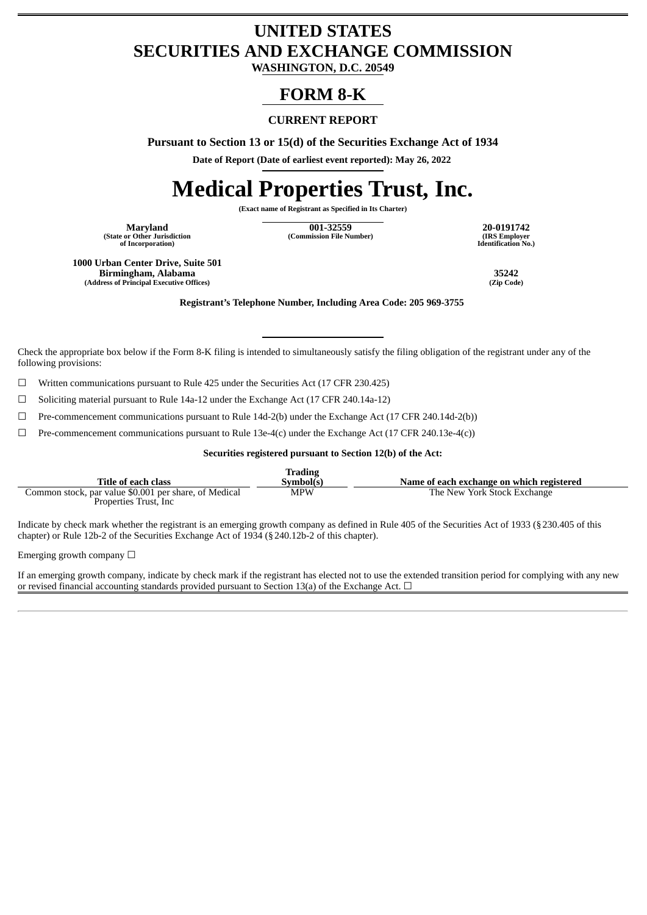# UNITED STATES
# SECURITIES AND EXCHANGE COMMISSION

**WASHINGTON, D.C. 20549**

## FORM 8-K

**CURRENT REPORT**

**Pursuant to Section 13 or 15(d) of the Securities Exchange Act of 1934**

**Date of Report (Date of earliest event reported): May 26, 2022**

# Medical Properties Trust, Inc.

**(Exact name of Registrant as Specified in Its Charter)**

| Maryland | 001-32559 | 20-0191742 |
|---|---|---|
| (State or Other Jurisdiction of Incorporation) | (Commission File Number) | (IRS Employer Identification No.) |

| 1000 Urban Center Drive, Suite 501 Birmingham, Alabama | 35242 |
|---|---|
| (Address of Principal Executive Offices) | (Zip Code) |

**Registrant's Telephone Number, Including Area Code: 205 969-3755**

Check the appropriate box below if the Form 8-K filing is intended to simultaneously satisfy the filing obligation of the registrant under any of the following provisions:

☐ Written communications pursuant to Rule 425 under the Securities Act (17 CFR 230.425)

☐ Soliciting material pursuant to Rule 14a-12 under the Exchange Act (17 CFR 240.14a-12)

☐ Pre-commencement communications pursuant to Rule 14d-2(b) under the Exchange Act (17 CFR 240.14d-2(b))

☐ Pre-commencement communications pursuant to Rule 13e-4(c) under the Exchange Act (17 CFR 240.13e-4(c))

**Securities registered pursuant to Section 12(b) of the Act:**

| Title of each class | Trading Symbol(s) | Name of each exchange on which registered |
|---|---|---|
| Common stock, par value $0.001 per share, of Medical Properties Trust, Inc | MPW | The New York Stock Exchange |

Indicate by check mark whether the registrant is an emerging growth company as defined in Rule 405 of the Securities Act of 1933 (§230.405 of this chapter) or Rule 12b-2 of the Securities Exchange Act of 1934 (§240.12b-2 of this chapter).

Emerging growth company ☐

If an emerging growth company, indicate by check mark if the registrant has elected not to use the extended transition period for complying with any new or revised financial accounting standards provided pursuant to Section 13(a) of the Exchange Act. ☐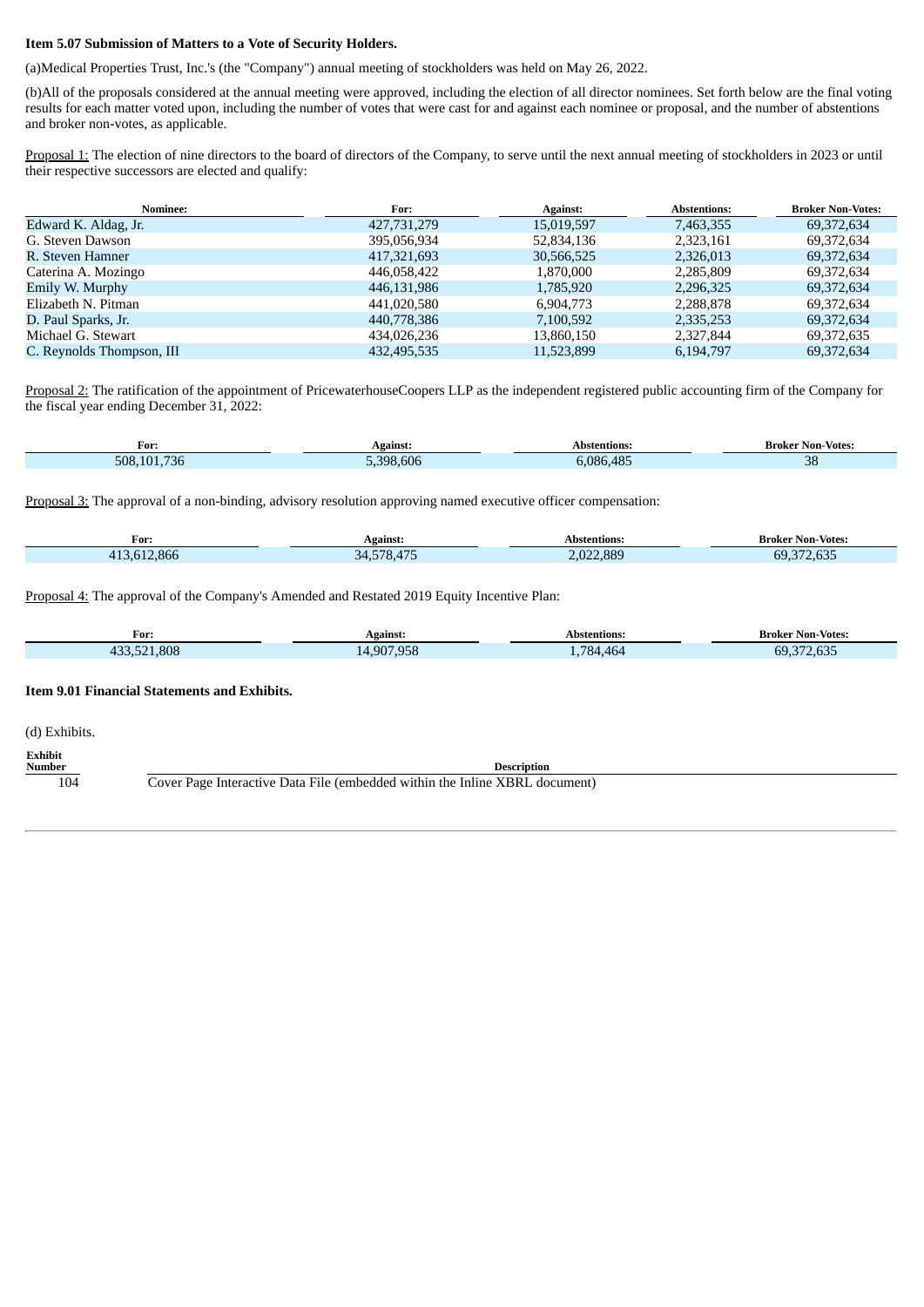**Item 5.07 Submission of Matters to a Vote of Security Holders.**

(a)Medical Properties Trust, Inc.'s (the "Company") annual meeting of stockholders was held on May 26, 2022.

(b)All of the proposals considered at the annual meeting were approved, including the election of all director nominees. Set forth below are the final voting results for each matter voted upon, including the number of votes that were cast for and against each nominee or proposal, and the number of abstentions and broker non-votes, as applicable.

Proposal 1: The election of nine directors to the board of directors of the Company, to serve until the next annual meeting of stockholders in 2023 or until their respective successors are elected and qualify:

| Nominee: | For: | Against: | Abstentions: | Broker Non-Votes: |
|---|---|---|---|---|
| Edward K. Aldag, Jr. | 427,731,279 | 15,019,597 | 7,463,355 | 69,372,634 |
| G. Steven Dawson | 395,056,934 | 52,834,136 | 2,323,161 | 69,372,634 |
| R. Steven Hamner | 417,321,693 | 30,566,525 | 2,326,013 | 69,372,634 |
| Caterina A. Mozingo | 446,058,422 | 1,870,000 | 2,285,809 | 69,372,634 |
| Emily W. Murphy | 446,131,986 | 1,785,920 | 2,296,325 | 69,372,634 |
| Elizabeth N. Pitman | 441,020,580 | 6,904,773 | 2,288,878 | 69,372,634 |
| D. Paul Sparks, Jr. | 440,778,386 | 7,100,592 | 2,335,253 | 69,372,634 |
| Michael G. Stewart | 434,026,236 | 13,860,150 | 2,327,844 | 69,372,635 |
| C. Reynolds Thompson, III | 432,495,535 | 11,523,899 | 6,194,797 | 69,372,634 |

Proposal 2: The ratification of the appointment of PricewaterhouseCoopers LLP as the independent registered public accounting firm of the Company for the fiscal year ending December 31, 2022:

| For: | Against: | Abstentions: | Broker Non-Votes: |
|---|---|---|---|
| 508,101,736 | 5,398,606 | 6,086,485 | 38 |

Proposal 3: The approval of a non-binding, advisory resolution approving named executive officer compensation:

| For: | Against: | Abstentions: | Broker Non-Votes: |
|---|---|---|---|
| 413,612,866 | 34,578,475 | 2,022,889 | 69,372,635 |

Proposal 4: The approval of the Company's Amended and Restated 2019 Equity Incentive Plan:

| For: | Against: | Abstentions: | Broker Non-Votes: |
|---|---|---|---|
| 433,521,808 | 14,907,958 | 1,784,464 | 69,372,635 |

**Item 9.01 Financial Statements and Exhibits.**

(d) Exhibits.

| Exhibit Number | Description |
|---|---|
| 104 | Cover Page Interactive Data File (embedded within the Inline XBRL document) |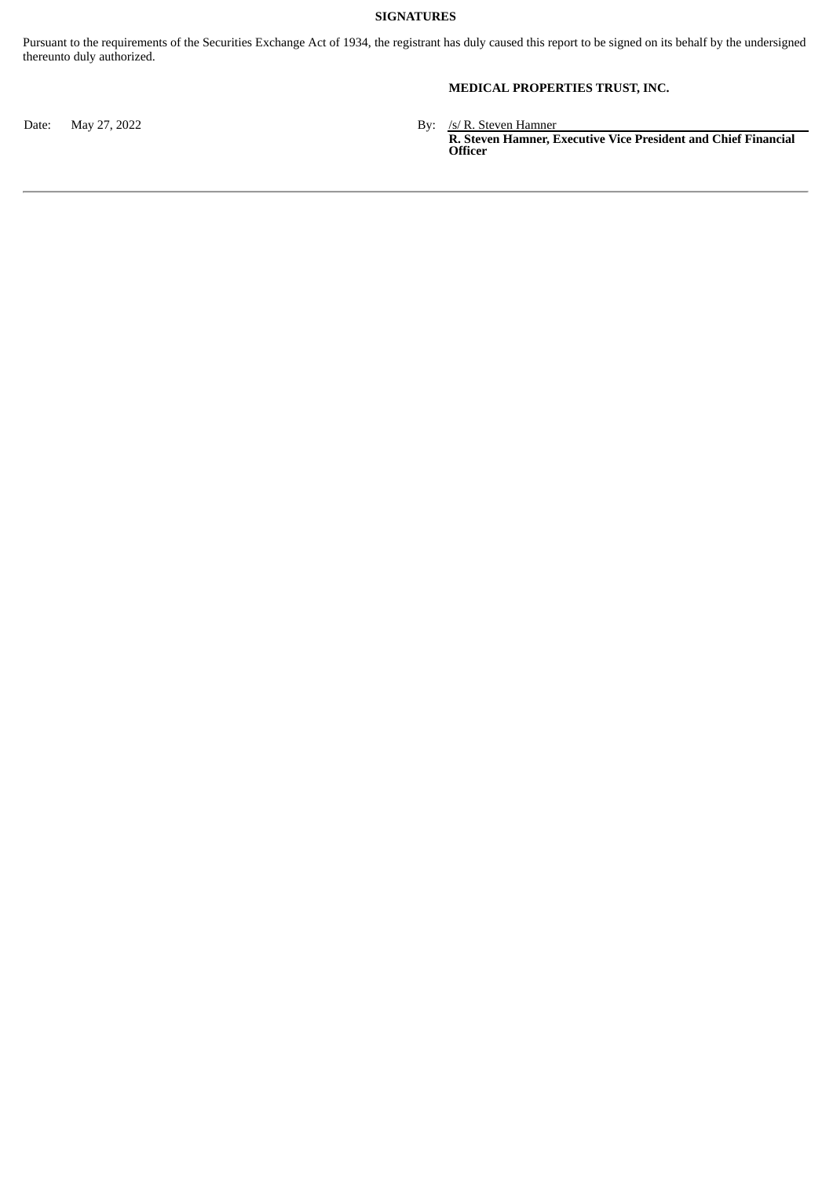**SIGNATURES**

Pursuant to the requirements of the Securities Exchange Act of 1934, the registrant has duly caused this report to be signed on its behalf by the undersigned thereunto duly authorized.

**MEDICAL PROPERTIES TRUST, INC.**

Date: May 27, 2022

By: /s/ R. Steven Hamner
**R. Steven Hamner, Executive Vice President and Chief Financial Officer**